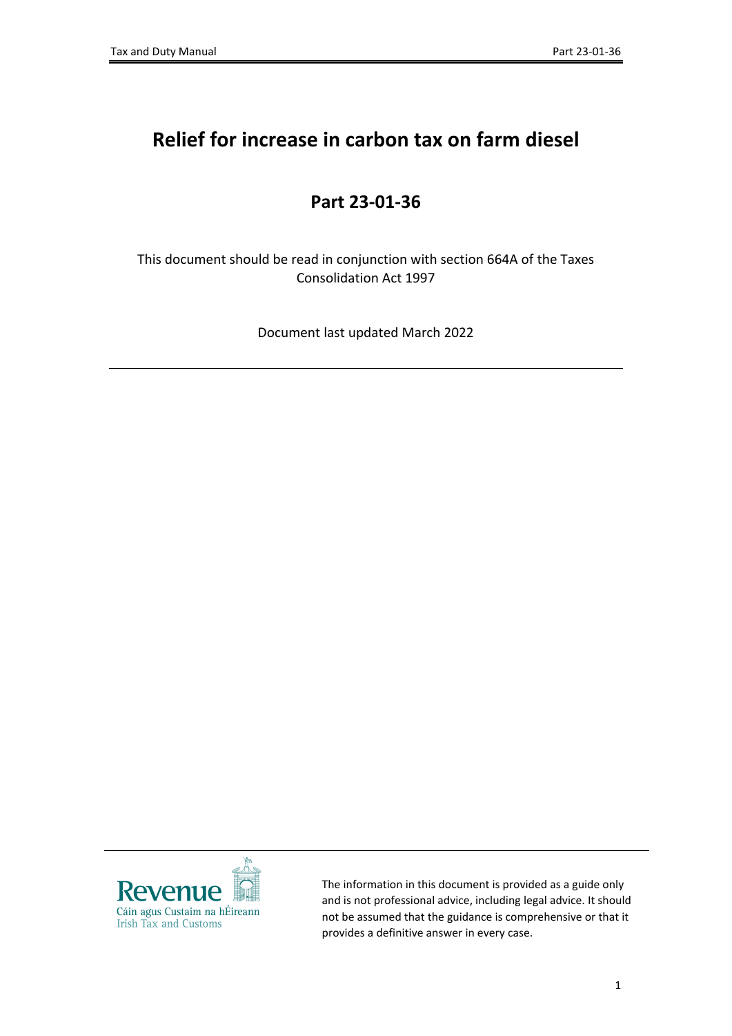# Relief for increase in carbon tax on farm diesel

## Part 23-01-36

This document should be read in conjunction with section 664A of the Taxes Consolidation Act 1997

Document last updated March 2022

Revenue
Cáin agus Custaim na hÉireann
Irish Tax and Customs

The information in this document is provided as a guide only and is not professional advice, including legal advice. It should not be assumed that the guidance is comprehensive or that it provides a definitive answer in every case.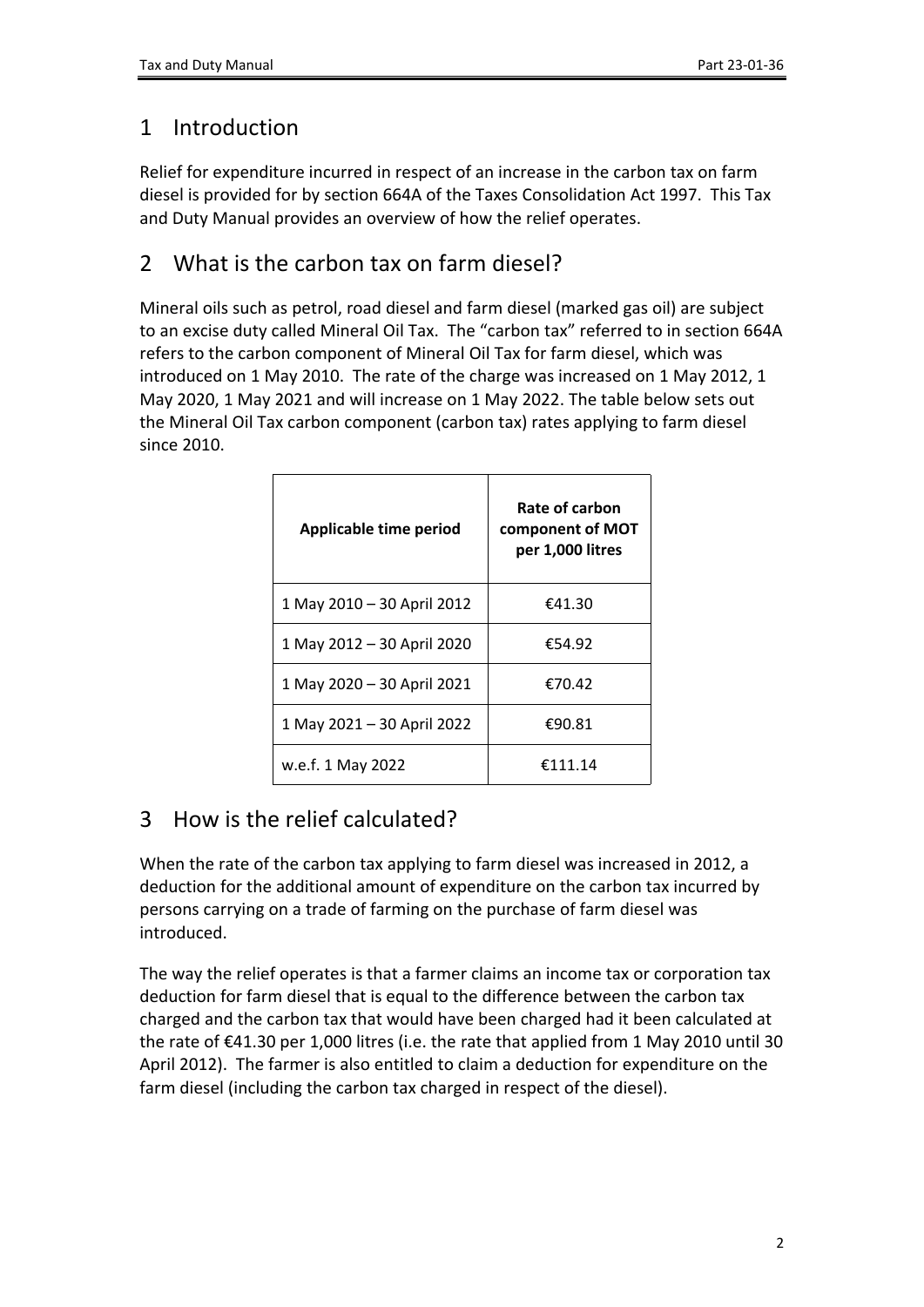## 1 Introduction

Relief for expenditure incurred in respect of an increase in the carbon tax on farm diesel is provided for by section 664A of the Taxes Consolidation Act 1997. This Tax and Duty Manual provides an overview of how the relief operates.

## 2 What is the carbon tax on farm diesel?

Mineral oils such as petrol, road diesel and farm diesel (marked gas oil) are subject to an excise duty called Mineral Oil Tax. The "carbon tax" referred to in section 664A refers to the carbon component of Mineral Oil Tax for farm diesel, which was introduced on 1 May 2010. The rate of the charge was increased on 1 May 2012, 1 May 2020, 1 May 2021 and will increase on 1 May 2022. The table below sets out the Mineral Oil Tax carbon component (carbon tax) rates applying to farm diesel since 2010.

| Applicable time period | Rate of carbon component of MOT per 1,000 litres |
|---|---|
| 1 May 2010 – 30 April 2012 | €41.30 |
| 1 May 2012 – 30 April 2020 | €54.92 |
| 1 May 2020 – 30 April 2021 | €70.42 |
| 1 May 2021 – 30 April 2022 | €90.81 |
| w.e.f. 1 May 2022 | €111.14 |

## 3 How is the relief calculated?

When the rate of the carbon tax applying to farm diesel was increased in 2012, a deduction for the additional amount of expenditure on the carbon tax incurred by persons carrying on a trade of farming on the purchase of farm diesel was introduced.

The way the relief operates is that a farmer claims an income tax or corporation tax deduction for farm diesel that is equal to the difference between the carbon tax charged and the carbon tax that would have been charged had it been calculated at the rate of €41.30 per 1,000 litres (i.e. the rate that applied from 1 May 2010 until 30 April 2012). The farmer is also entitled to claim a deduction for expenditure on the farm diesel (including the carbon tax charged in respect of the diesel).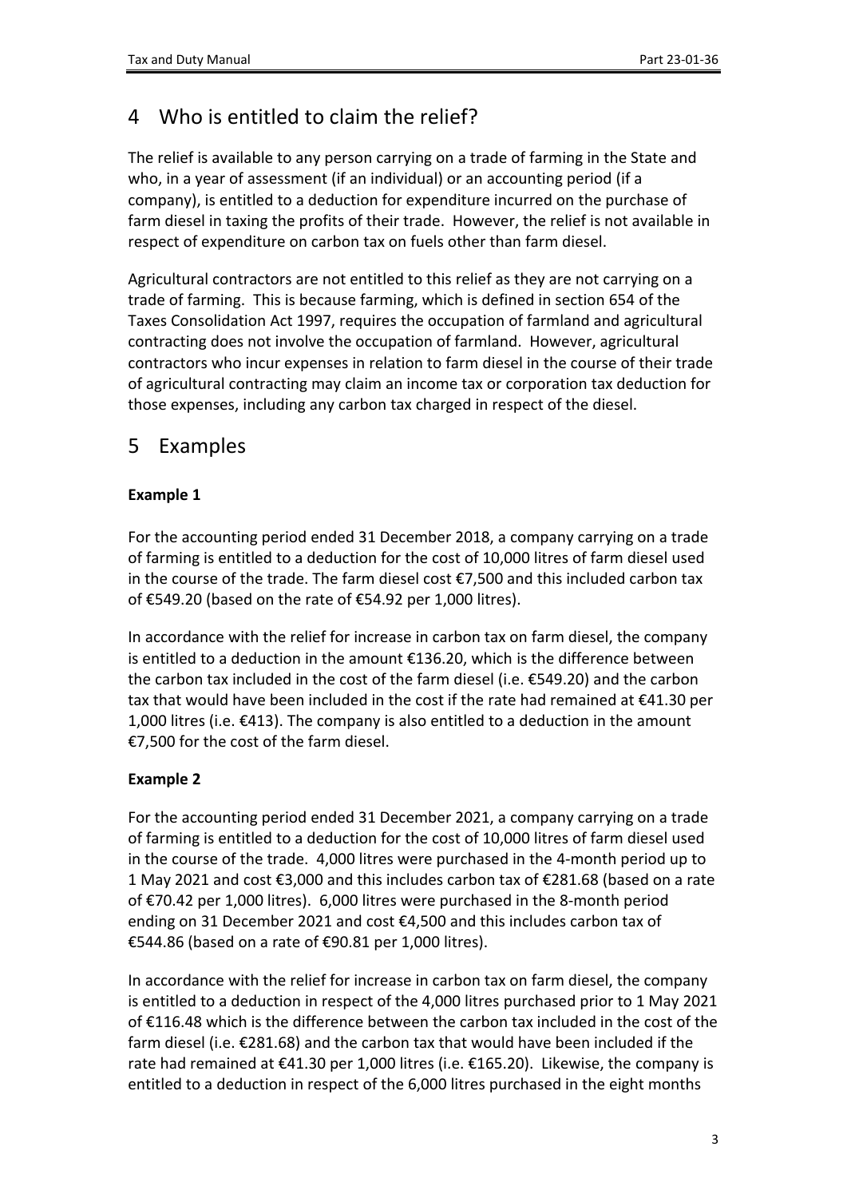# 4 Who is entitled to claim the relief?

The relief is available to any person carrying on a trade of farming in the State and who, in a year of assessment (if an individual) or an accounting period (if a company), is entitled to a deduction for expenditure incurred on the purchase of farm diesel in taxing the profits of their trade. However, the relief is not available in respect of expenditure on carbon tax on fuels other than farm diesel.

Agricultural contractors are not entitled to this relief as they are not carrying on a trade of farming. This is because farming, which is defined in section 654 of the Taxes Consolidation Act 1997, requires the occupation of farmland and agricultural contracting does not involve the occupation of farmland. However, agricultural contractors who incur expenses in relation to farm diesel in the course of their trade of agricultural contracting may claim an income tax or corporation tax deduction for those expenses, including any carbon tax charged in respect of the diesel.

# 5 Examples

**Example 1**

For the accounting period ended 31 December 2018, a company carrying on a trade of farming is entitled to a deduction for the cost of 10,000 litres of farm diesel used in the course of the trade. The farm diesel cost €7,500 and this included carbon tax of €549.20 (based on the rate of €54.92 per 1,000 litres).

In accordance with the relief for increase in carbon tax on farm diesel, the company is entitled to a deduction in the amount €136.20, which is the difference between the carbon tax included in the cost of the farm diesel (i.e. €549.20) and the carbon tax that would have been included in the cost if the rate had remained at €41.30 per 1,000 litres (i.e. €413). The company is also entitled to a deduction in the amount €7,500 for the cost of the farm diesel.

**Example 2**

For the accounting period ended 31 December 2021, a company carrying on a trade of farming is entitled to a deduction for the cost of 10,000 litres of farm diesel used in the course of the trade. 4,000 litres were purchased in the 4-month period up to 1 May 2021 and cost €3,000 and this includes carbon tax of €281.68 (based on a rate of €70.42 per 1,000 litres). 6,000 litres were purchased in the 8-month period ending on 31 December 2021 and cost €4,500 and this includes carbon tax of €544.86 (based on a rate of €90.81 per 1,000 litres).

In accordance with the relief for increase in carbon tax on farm diesel, the company is entitled to a deduction in respect of the 4,000 litres purchased prior to 1 May 2021 of €116.48 which is the difference between the carbon tax included in the cost of the farm diesel (i.e. €281.68) and the carbon tax that would have been included if the rate had remained at €41.30 per 1,000 litres (i.e. €165.20). Likewise, the company is entitled to a deduction in respect of the 6,000 litres purchased in the eight months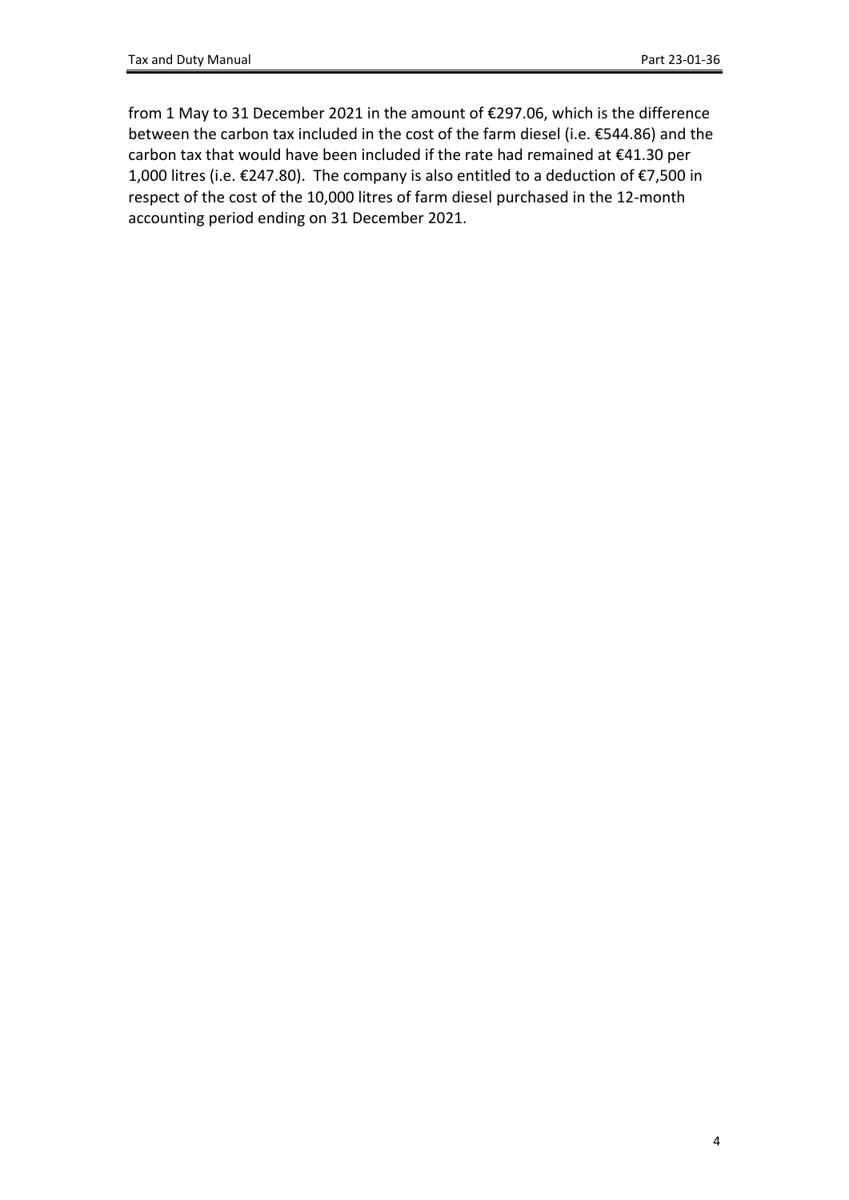from 1 May to 31 December 2021 in the amount of €297.06, which is the difference between the carbon tax included in the cost of the farm diesel (i.e. €544.86) and the carbon tax that would have been included if the rate had remained at €41.30 per 1,000 litres (i.e. €247.80). The company is also entitled to a deduction of €7,500 in respect of the cost of the 10,000 litres of farm diesel purchased in the 12-month accounting period ending on 31 December 2021.